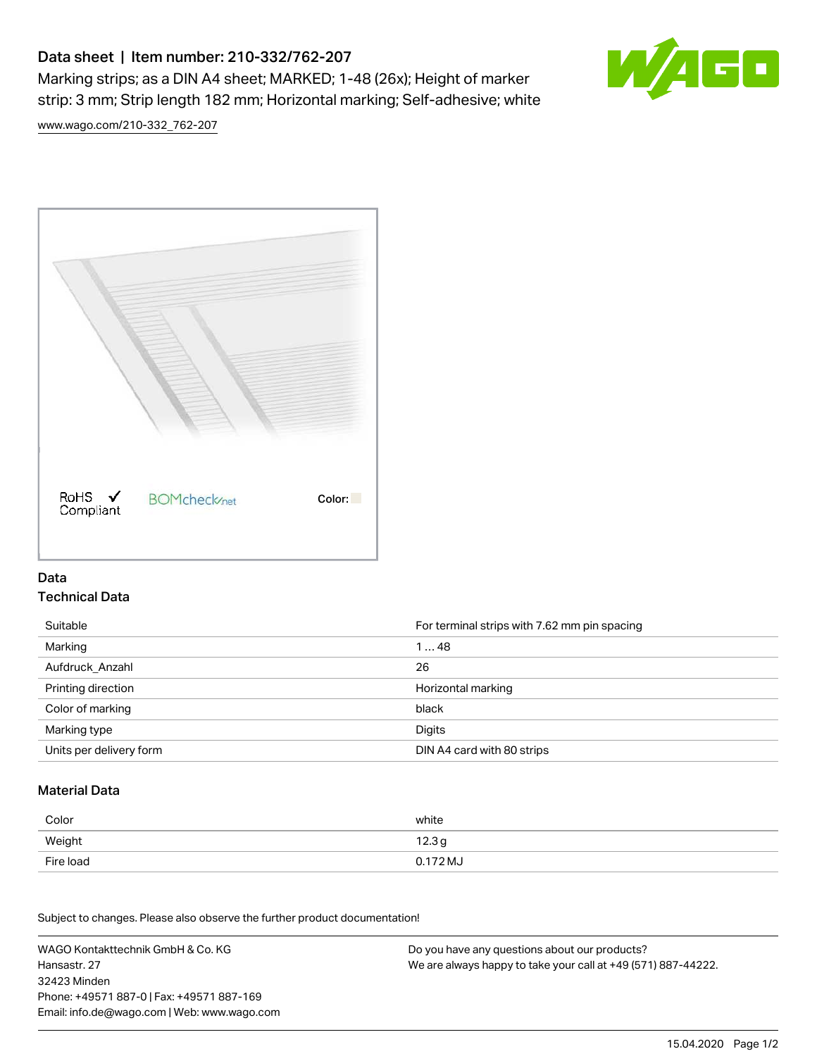# Data sheet | Item number: 210-332/762-207

Marking strips; as a DIN A4 sheet; MARKED; 1-48 (26x); Height of marker strip: 3 mm; Strip length 182 mm; Horizontal marking; Self-adhesive; white

www.wago.com/210-332_762-207

RoHS ✓ Compliant BOMcheck.net Color:

## Data

### Technical Data

| | |
|---|---|
| Suitable | For terminal strips with 7.62 mm pin spacing |
| Marking | 1 … 48 |
| Aufdruck_Anzahl | 26 |
| Printing direction | Horizontal marking |
| Color of marking | black |
| Marking type | Digits |
| Units per delivery form | DIN A4 card with 80 strips |

### Material Data

| | |
|---|---|
| Color | white |
| Weight | 12.3 g |
| Fire load | 0.172 MJ |

Subject to changes. Please also observe the further product documentation!

WAGO Kontakttechnik GmbH & Co. KG
Hansastr. 27
32423 Minden
Phone: +49571 887-0 | Fax: +49571 887-169
Email: info.de@wago.com | Web: www.wago.com

Do you have any questions about our products?
We are always happy to take your call at +49 (571) 887-44222.

15.04.2020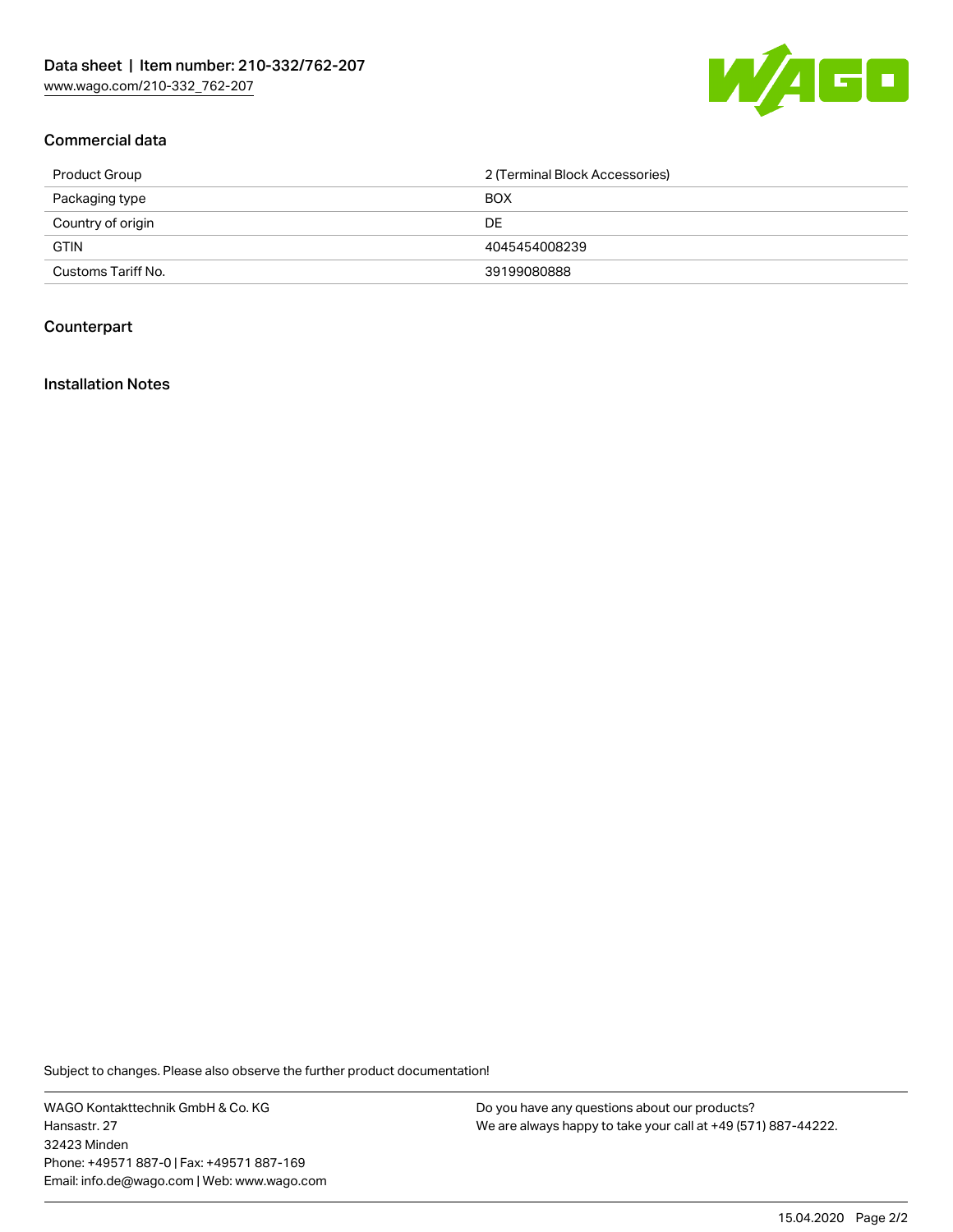Data sheet | Item number: 210-332/762-207

www.wago.com/210-332_762-207

## Commercial data

| | |
|---|---|
| Product Group | 2 (Terminal Block Accessories) |
| Packaging type | BOX |
| Country of origin | DE |
| GTIN | 4045454008239 |
| Customs Tariff No. | 39199080888 |

## Counterpart

## Installation Notes

Subject to changes. Please also observe the further product documentation!

WAGO Kontakttechnik GmbH & Co. KG
Hansastr. 27
32423 Minden
Phone: +49571 887-0 | Fax: +49571 887-169
Email: info.de@wago.com | Web: www.wago.com

Do you have any questions about our products?
We are always happy to take your call at +49 (571) 887-44222.

15.04.2020